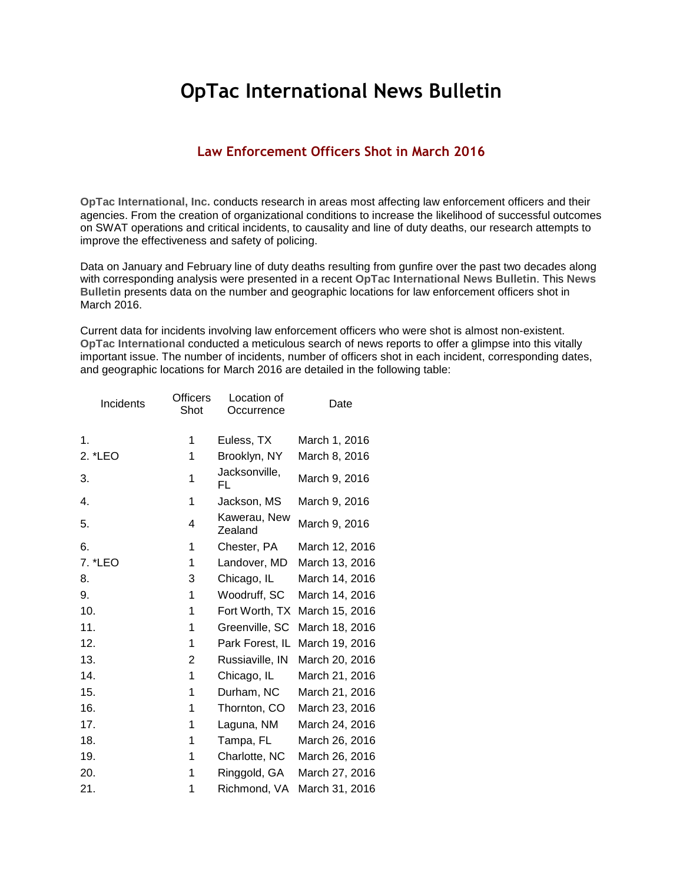# OpTac International News Bulletin

## Law Enforcement Officers Shot in March 2016

**OpTac International, Inc.** conducts research in areas most affecting law enforcement officers and their agencies. From the creation of organizational conditions to increase the likelihood of successful outcomes on SWAT operations and critical incidents, to causality and line of duty deaths, our research attempts to improve the effectiveness and safety of policing.

Data on January and February line of duty deaths resulting from gunfire over the past two decades along with corresponding analysis were presented in a recent **OpTac International News Bulletin**. This **News Bulletin** presents data on the number and geographic locations for law enforcement officers shot in March 2016.

Current data for incidents involving law enforcement officers who were shot is almost non-existent. **OpTac International** conducted a meticulous search of news reports to offer a glimpse into this vitally important issue. The number of incidents, number of officers shot in each incident, corresponding dates, and geographic locations for March 2016 are detailed in the following table:

| Incidents | Officers Shot | Location of Occurrence | Date |
|---|---|---|---|
| 1. | 1 | Euless, TX | March 1, 2016 |
| 2. *LEO | 1 | Brooklyn, NY | March 8, 2016 |
| 3. | 1 | Jacksonville, FL | March 9, 2016 |
| 4. | 1 | Jackson, MS | March 9, 2016 |
| 5. | 4 | Kawerau, New Zealand | March 9, 2016 |
| 6. | 1 | Chester, PA | March 12, 2016 |
| 7. *LEO | 1 | Landover, MD | March 13, 2016 |
| 8. | 3 | Chicago, IL | March 14, 2016 |
| 9. | 1 | Woodruff, SC | March 14, 2016 |
| 10. | 1 | Fort Worth, TX | March 15, 2016 |
| 11. | 1 | Greenville, SC | March 18, 2016 |
| 12. | 1 | Park Forest, IL | March 19, 2016 |
| 13. | 2 | Russiaville, IN | March 20, 2016 |
| 14. | 1 | Chicago, IL | March 21, 2016 |
| 15. | 1 | Durham, NC | March 21, 2016 |
| 16. | 1 | Thornton, CO | March 23, 2016 |
| 17. | 1 | Laguna, NM | March 24, 2016 |
| 18. | 1 | Tampa, FL | March 26, 2016 |
| 19. | 1 | Charlotte, NC | March 26, 2016 |
| 20. | 1 | Ringgold, GA | March 27, 2016 |
| 21. | 1 | Richmond, VA | March 31, 2016 |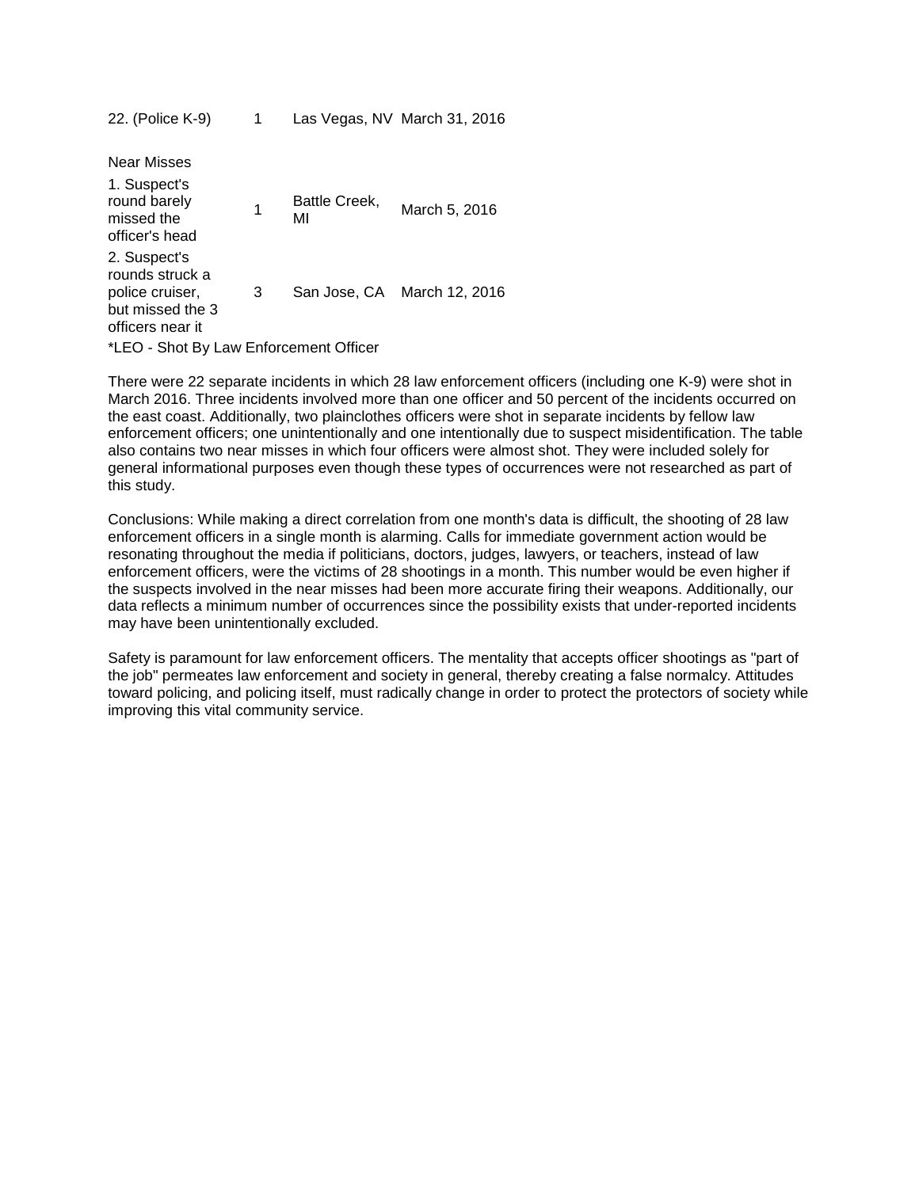| | | | |
|---|---|---|---|
| 22. (Police K-9) | 1 | Las Vegas, NV | March 31, 2016 |

Near Misses

| | | | |
|---|---|---|---|
| 1. Suspect's round barely missed the officer's head | 1 | Battle Creek, MI | March 5, 2016 |
| 2. Suspect's rounds struck a police cruiser, but missed the 3 officers near it | 3 | San Jose, CA | March 12, 2016 |

*LEO - Shot By Law Enforcement Officer

There were 22 separate incidents in which 28 law enforcement officers (including one K-9) were shot in March 2016. Three incidents involved more than one officer and 50 percent of the incidents occurred on the east coast. Additionally, two plainclothes officers were shot in separate incidents by fellow law enforcement officers; one unintentionally and one intentionally due to suspect misidentification. The table also contains two near misses in which four officers were almost shot. They were included solely for general informational purposes even though these types of occurrences were not researched as part of this study.

Conclusions: While making a direct correlation from one month's data is difficult, the shooting of 28 law enforcement officers in a single month is alarming. Calls for immediate government action would be resonating throughout the media if politicians, doctors, judges, lawyers, or teachers, instead of law enforcement officers, were the victims of 28 shootings in a month. This number would be even higher if the suspects involved in the near misses had been more accurate firing their weapons. Additionally, our data reflects a minimum number of occurrences since the possibility exists that under-reported incidents may have been unintentionally excluded.

Safety is paramount for law enforcement officers. The mentality that accepts officer shootings as "part of the job" permeates law enforcement and society in general, thereby creating a false normalcy. Attitudes toward policing, and policing itself, must radically change in order to protect the protectors of society while improving this vital community service.